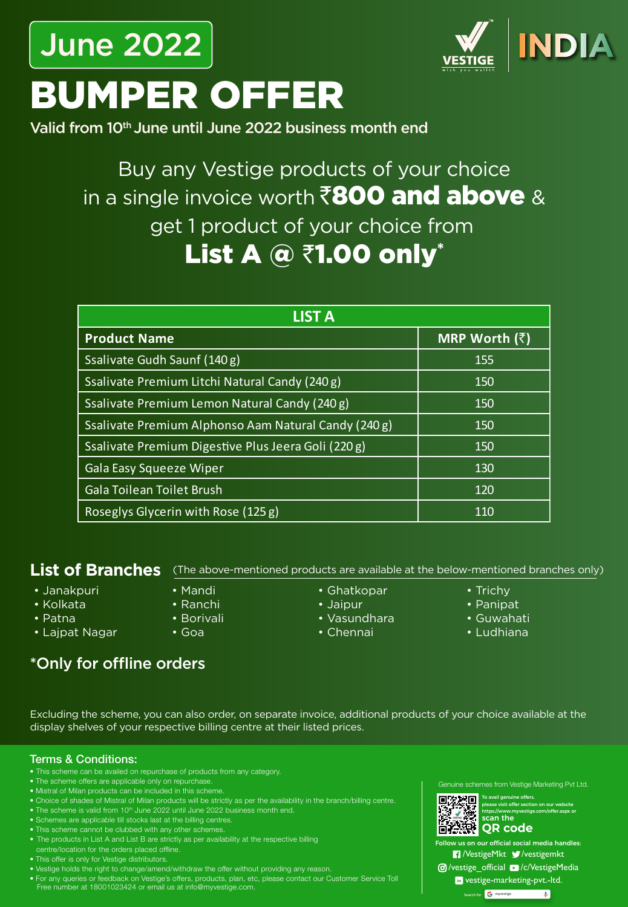June 2022

VESTIGE INDIA

# BUMPER OFFER

**Valid from 10th June until June 2022 business month end**

Buy any Vestige products of your choice in a single invoice worth **₹800 and above** & get 1 product of your choice from **List A @ ₹1.00 only***

| LIST A | |
|---|---|
| **Product Name** | **MRP Worth (₹)** |
| Ssalivate Gudh Saunf (140 g) | 155 |
| Ssalivate Premium Litchi Natural Candy (240 g) | 150 |
| Ssalivate Premium Lemon Natural Candy (240 g) | 150 |
| Ssalivate Premium Alphonso Aam Natural Candy (240 g) | 150 |
| Ssalivate Premium Digestive Plus Jeera Goli (220 g) | 150 |
| Gala Easy Squeeze Wiper | 130 |
| Gala Toilean Toilet Brush | 120 |
| Roseglys Glycerin with Rose (125 g) | 110 |

## List of Branches

(The above-mentioned products are available at the below-mentioned branches only)

- Janakpuri
- Kolkata
- Patna
- Lajpat Nagar
- Mandi
- Ranchi
- Borivali
- Goa
- Ghatkopar
- Jaipur
- Vasundhara
- Chennai
- Trichy
- Panipat
- Guwahati
- Ludhiana

**\*Only for offline orders**

Excluding the scheme, you can also order, on separate invoice, additional products of your choice available at the display shelves of your respective billing centre at their listed prices.

### Terms & Conditions:

- This scheme can be availed on repurchase of products from any category.
- The scheme offers are applicable only on repurchase.
- Mistral of Milan products can be included in this scheme.
- Choice of shades of Mistral of Milan products will be strictly as per the availability in the branch/billing centre.
- The scheme is valid from 10th June 2022 until June 2022 business month end.
- Schemes are applicable till stocks last at the billing centres.
- This scheme cannot be clubbed with any other schemes.
- The products in List A and List B are strictly as per availability at the respective billing centre/location for the orders placed offline.
- This offer is only for Vestige distributors.
- Vestige holds the right to change/amend/withdraw the offer without providing any reason.
- For any queries or feedback on Vestige's offers, products, plan, etc, please contact our Customer Service Toll Free number at 18001023424 or email us at info@myvestige.com.

Genuine schemes from Vestige Marketing Pvt Ltd.

To avail genuine offers, please visit offer section on our website https://www.myvestige.com/offer.aspx or scan the **QR code**

Follow us on our official social media handles:
/VestigeMkt /vestigemkt
/vestige_official /c/VestigeMedia
vestige-marketing-pvt.-ltd.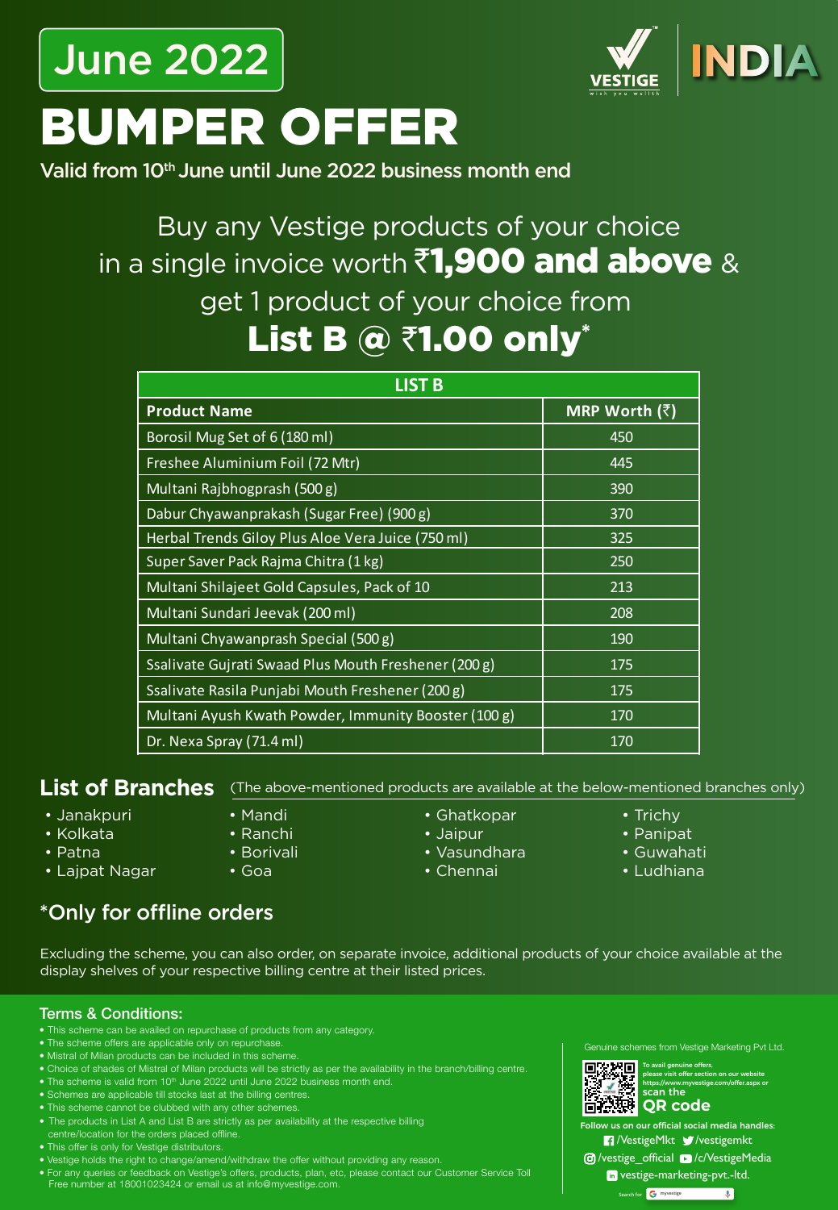June 2022

VESTIGE wish you wealth | INDIA

# BUMPER OFFER

**Valid from 10th June until June 2022 business month end**

Buy any Vestige products of your choice in a single invoice worth **₹1,900 and above** & get 1 product of your choice from **List B @ ₹1.00 only***

| LIST B | |
|---|---|
| **Product Name** | **MRP Worth (₹)** |
| Borosil Mug Set of 6 (180 ml) | 450 |
| Freshee Aluminium Foil (72 Mtr) | 445 |
| Multani Rajbhogprash (500 g) | 390 |
| Dabur Chyawanprakash (Sugar Free) (900 g) | 370 |
| Herbal Trends Giloy Plus Aloe Vera Juice (750 ml) | 325 |
| Super Saver Pack Rajma Chitra (1 kg) | 250 |
| Multani Shilajeet Gold Capsules, Pack of 10 | 213 |
| Multani Sundari Jeevak (200 ml) | 208 |
| Multani Chyawanprash Special (500 g) | 190 |
| Ssalivate Gujrati Swaad Plus Mouth Freshener (200 g) | 175 |
| Ssalivate Rasila Punjabi Mouth Freshener (200 g) | 175 |
| Multani Ayush Kwath Powder, Immunity Booster (100 g) | 170 |
| Dr. Nexa Spray (71.4 ml) | 170 |

## List of Branches

(The above-mentioned products are available at the below-mentioned branches only)

- Janakpuri
- Kolkata
- Patna
- Lajpat Nagar
- Mandi
- Ranchi
- Borivali
- Goa
- Ghatkopar
- Jaipur
- Vasundhara
- Chennai
- Trichy
- Panipat
- Guwahati
- Ludhiana

## *Only for offline orders

Excluding the scheme, you can also order, on separate invoice, additional products of your choice available at the display shelves of your respective billing centre at their listed prices.

### Terms & Conditions:

- This scheme can be availed on repurchase of products from any category.
- The scheme offers are applicable only on repurchase.
- Mistral of Milan products can be included in this scheme.
- Choice of shades of Mistral of Milan products will be strictly as per the availability in the branch/billing centre.
- The scheme is valid from 10th June 2022 until June 2022 business month end.
- Schemes are applicable till stocks last at the billing centres.
- This scheme cannot be clubbed with any other schemes.
- The products in List A and List B are strictly as per availability at the respective billing centre/location for the orders placed offline.
- This offer is only for Vestige distributors.
- Vestige holds the right to change/amend/withdraw the offer without providing any reason.
- For any queries or feedback on Vestige's offers, products, plan, etc, please contact our Customer Service Toll Free number at 18001023424 or email us at info@myvestige.com.

Genuine schemes from Vestige Marketing Pvt Ltd.

To avail genuine offers, please visit offer section on our website https://www.myvestige.com/offer.aspx or scan the **QR code**

Follow us on our official social media handles:
/VestigeMkt /vestigemkt
/vestige_official /c/VestigeMedia
vestige-marketing-pvt.-ltd.

Search for myvestige